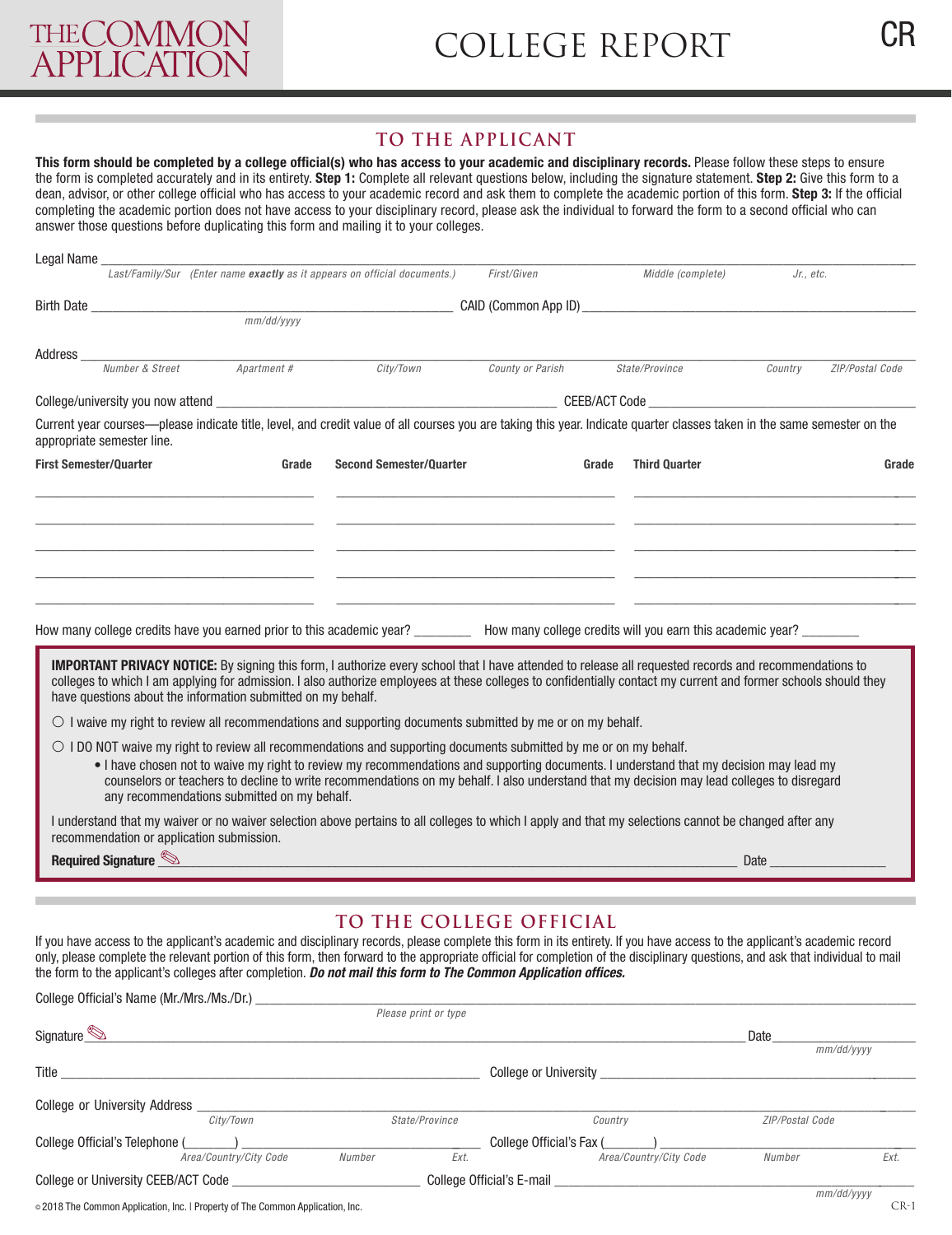# THE COMMON APPLICATION

# COLLEGE REPORT

CR

## TO THE APPLICANT

**This form should be completed by a college official(s) who has access to your academic and disciplinary records.** Please follow these steps to ensure the form is completed accurately and in its entirety. **Step 1:** Complete all relevant questions below, including the signature statement. **Step 2:** Give this form to a dean, advisor, or other college official who has access to your academic record and ask them to complete the academic portion of this form. **Step 3:** If the official completing the academic portion does not have access to your disciplinary record, please ask the individual to forward the form to a second official who can answer those questions before duplicating this form and mailing it to your colleges.

Legal Name ______________________________________________________________________________
*Last/Family/Sur (Enter name **exactly** as it appears on official documents.)* *First/Given* *Middle (complete)* *Jr., etc.*

Birth Date ______________________ CAID (Common App ID) ______________________
*mm/dd/yyyy*

Address ______________________________________________________________________________
*Number & Street* *Apartment #* *City/Town* *County or Parish* *State/Province* *Country* *ZIP/Postal Code*

College/university you now attend ______________________ CEEB/ACT Code ______________________

Current year courses—please indicate title, level, and credit value of all courses you are taking this year. Indicate quarter classes taken in the same semester on the appropriate semester line.

| First Semester/Quarter | Grade | Second Semester/Quarter | Grade | Third Quarter | Grade |
|---|---|---|---|---|---|
| | | | | | |
| | | | | | |
| | | | | | |
| | | | | | |
| | | | | | |

How many college credits have you earned prior to this academic year? ________ How many college credits will you earn this academic year? ________

**IMPORTANT PRIVACY NOTICE:** By signing this form, I authorize every school that I have attended to release all requested records and recommendations to colleges to which I am applying for admission. I also authorize employees at these colleges to confidentially contact my current and former schools should they have questions about the information submitted on my behalf.

○ I waive my right to review all recommendations and supporting documents submitted by me or on my behalf.

○ I DO NOT waive my right to review all recommendations and supporting documents submitted by me or on my behalf.

- I have chosen not to waive my right to review my recommendations and supporting documents. I understand that my decision may lead my counselors or teachers to decline to write recommendations on my behalf. I also understand that my decision may lead colleges to disregard any recommendations submitted on my behalf.

I understand that my waiver or no waiver selection above pertains to all colleges to which I apply and that my selections cannot be changed after any recommendation or application submission.

**Required Signature** ______________________________________________ Date ______________

## TO THE COLLEGE OFFICIAL

If you have access to the applicant's academic and disciplinary records, please complete this form in its entirety. If you have access to the applicant's academic record only, please complete the relevant portion of this form, then forward to the appropriate official for completion of the disciplinary questions, and ask that individual to mail the form to the applicant's colleges after completion. ***Do not mail this form to The Common Application offices.***

College Official's Name (Mr./Mrs./Ms./Dr.) ______________________________________________
*Please print or type*

Signature ______________________________________________ Date ______________
*mm/dd/yyyy*

Title ______________________ College or University ______________________

College or University Address ______________________________________________
*City/Town* *State/Province* *Country* *ZIP/Postal Code*

College Official's Telephone (_______) ______________ College Official's Fax (_______) ______________
*Area/Country/City Code* *Number* *Ext.* *Area/Country/City Code* *Number* *Ext.*

College or University CEEB/ACT Code ______________ College Official's E-mail ______________________
*mm/dd/yyyy*

© 2018 The Common Application, Inc. | Property of The Common Application, Inc.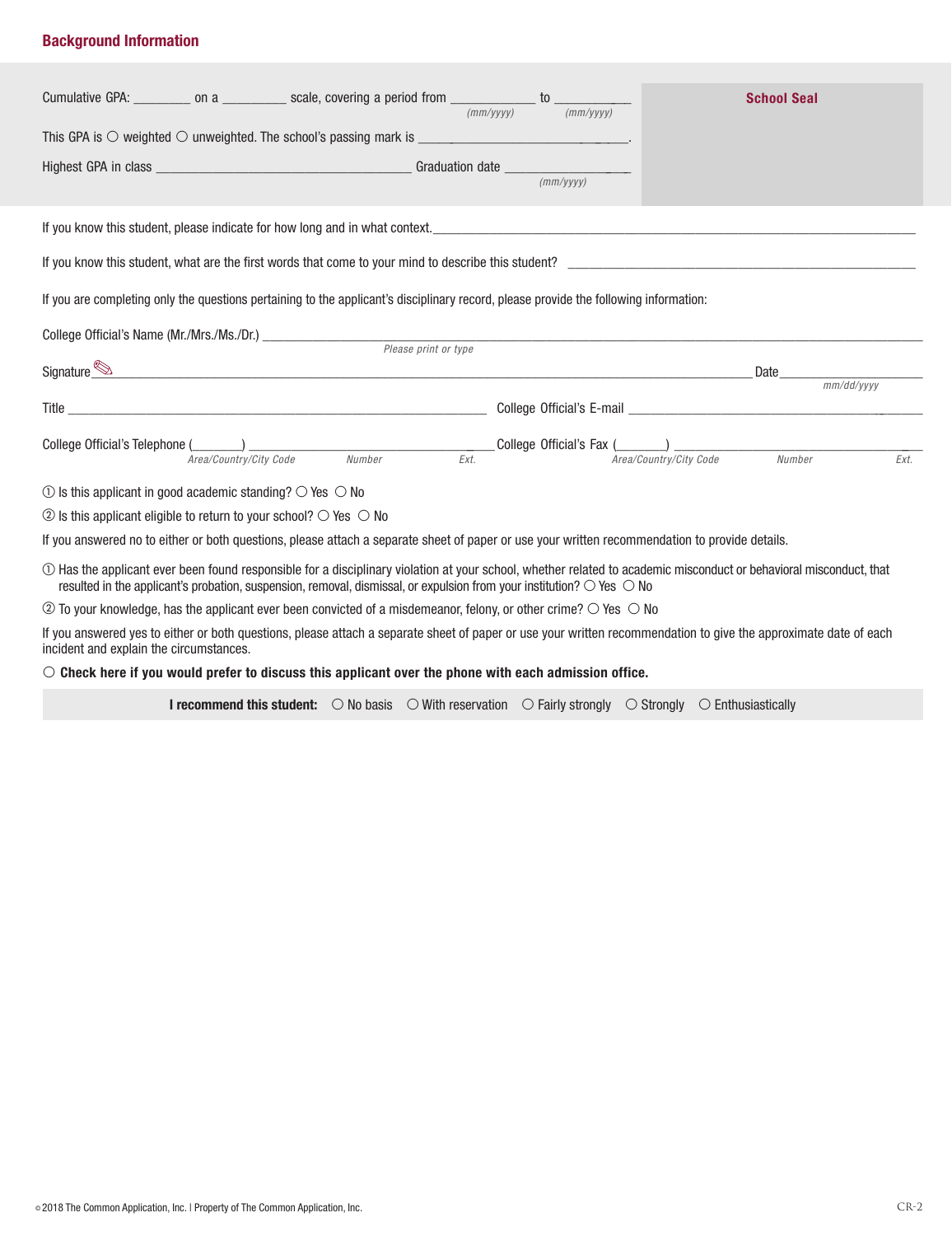## Background Information

Cumulative GPA: ________ on a _________ scale, covering a period from ____________ (mm/yyyy) to ___________ (mm/yyyy)

This GPA is ○ weighted ○ unweighted. The school's passing mark is ______________________________.

Highest GPA in class _____________________________________ Graduation date ________________ (mm/yyyy)

**School Seal**

If you know this student, please indicate for how long and in what context.______________________________________________________________________________

If you know this student, what are the first words that come to your mind to describe this student? ____________________________________________________

If you are completing only the questions pertaining to the applicant's disciplinary record, please provide the following information:

College Official's Name (Mr./Mrs./Ms./Dr.) ________________________________________________________________________________________________
*Please print or type*

Signature ________________________________________________________________________________________ Date ____________________
*mm/dd/yyyy*

Title ________________________________________________________________ College Official's E-mail _________________________________________________

College Official's Telephone (_______) __________________________________ College Official's Fax (_______) ________________________________________
*Area/Country/City Code Number Ext.* *Area/Country/City Code Number Ext.*

① Is this applicant in good academic standing? ○ Yes ○ No

② Is this applicant eligible to return to your school? ○ Yes ○ No

If you answered no to either or both questions, please attach a separate sheet of paper or use your written recommendation to provide details.

① Has the applicant ever been found responsible for a disciplinary violation at your school, whether related to academic misconduct or behavioral misconduct, that resulted in the applicant's probation, suspension, removal, dismissal, or expulsion from your institution? ○ Yes ○ No

② To your knowledge, has the applicant ever been convicted of a misdemeanor, felony, or other crime? ○ Yes ○ No

If you answered yes to either or both questions, please attach a separate sheet of paper or use your written recommendation to give the approximate date of each incident and explain the circumstances.

○ **Check here if you would prefer to discuss this applicant over the phone with each admission office.**

**I recommend this student:** ○ No basis ○ With reservation ○ Fairly strongly ○ Strongly ○ Enthusiastically

© 2018 The Common Application, Inc. | Property of The Common Application, Inc.